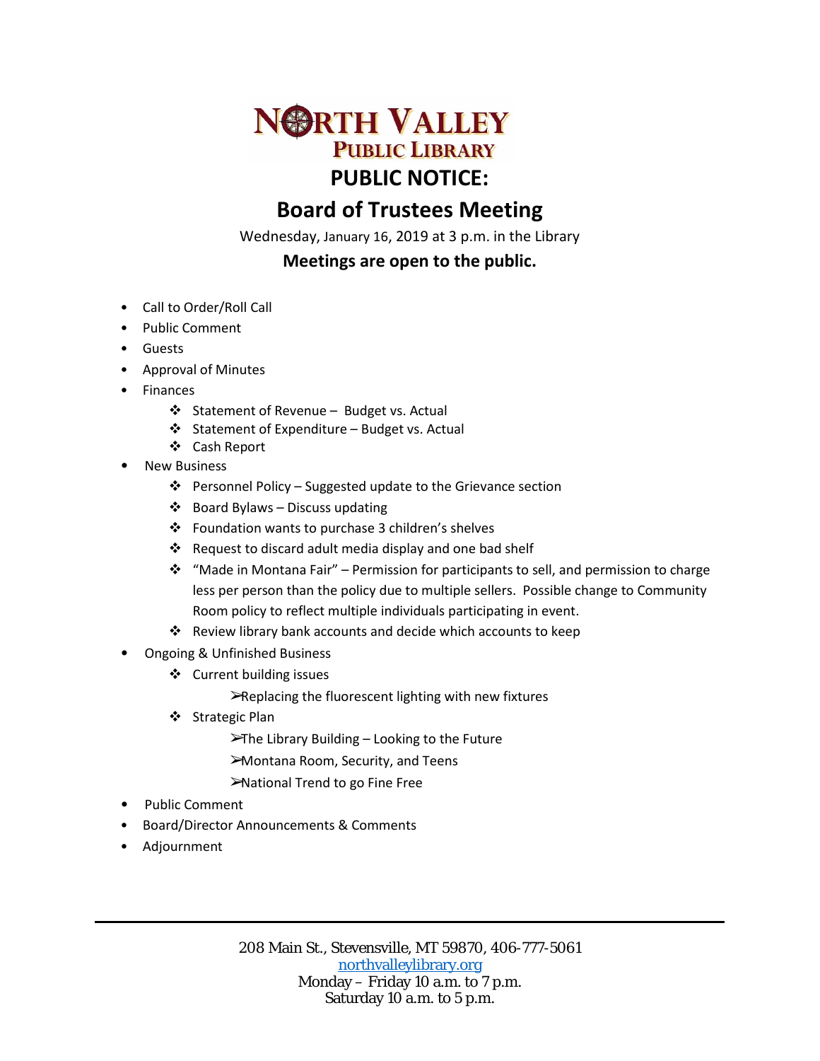# NORTH VALLEY PUBLIC LIBRARY

## PUBLIC NOTICE:

## Board of Trustees Meeting

Wednesday, January 16, 2019 at 3 p.m. in the Library

**Meetings are open to the public.**

- Call to Order/Roll Call
- Public Comment
- Guests
- Approval of Minutes
- Finances
  - Statement of Revenue – Budget vs. Actual
  - Statement of Expenditure – Budget vs. Actual
  - Cash Report
- New Business
  - Personnel Policy – Suggested update to the Grievance section
  - Board Bylaws – Discuss updating
  - Foundation wants to purchase 3 children's shelves
  - Request to discard adult media display and one bad shelf
  - "Made in Montana Fair" – Permission for participants to sell, and permission to charge less per person than the policy due to multiple sellers. Possible change to Community Room policy to reflect multiple individuals participating in event.
  - Review library bank accounts and decide which accounts to keep
- Ongoing & Unfinished Business
  - Current building issues
    - Replacing the fluorescent lighting with new fixtures
  - Strategic Plan
    - The Library Building – Looking to the Future
    - Montana Room, Security, and Teens
    - National Trend to go Fine Free
- Public Comment
- Board/Director Announcements & Comments
- Adjournment

---

208 Main St., Stevensville, MT 59870, 406-777-5061
northvalleylibrary.org
Monday – Friday 10 a.m. to 7 p.m.
Saturday 10 a.m. to 5 p.m.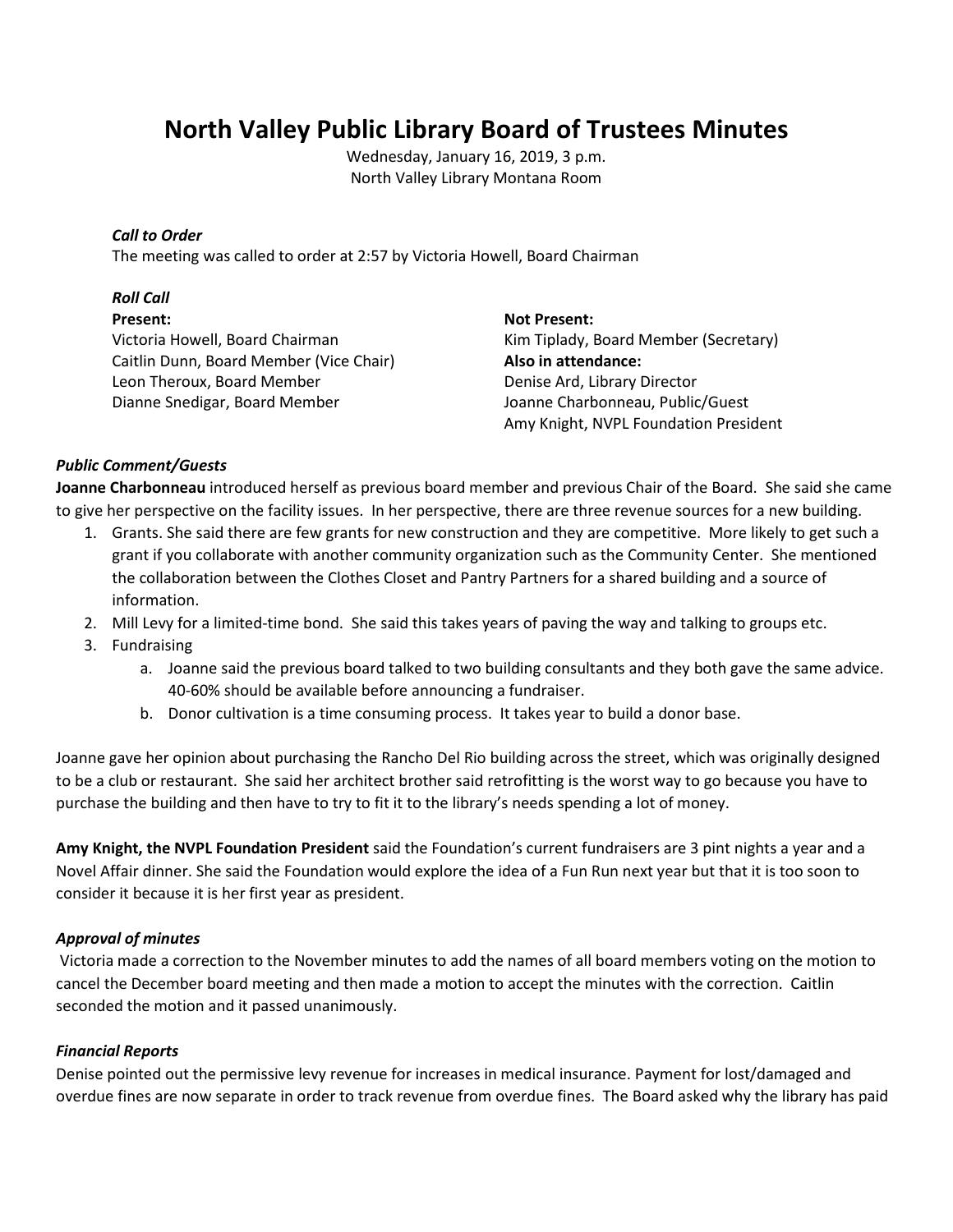# North Valley Public Library Board of Trustees Minutes

Wednesday, January 16, 2019, 3 p.m.
North Valley Library Montana Room

***Call to Order***

The meeting was called to order at 2:57 by Victoria Howell, Board Chairman

***Roll Call***

**Present:**
Victoria Howell, Board Chairman
Caitlin Dunn, Board Member (Vice Chair)
Leon Theroux, Board Member
Dianne Snedigar, Board Member

**Not Present:**
Kim Tiplady, Board Member (Secretary)

**Also in attendance:**
Denise Ard, Library Director
Joanne Charbonneau, Public/Guest
Amy Knight, NVPL Foundation President

***Public Comment/Guests***

**Joanne Charbonneau** introduced herself as previous board member and previous Chair of the Board. She said she came to give her perspective on the facility issues. In her perspective, there are three revenue sources for a new building.

1. Grants. She said there are few grants for new construction and they are competitive. More likely to get such a grant if you collaborate with another community organization such as the Community Center. She mentioned the collaboration between the Clothes Closet and Pantry Partners for a shared building and a source of information.
2. Mill Levy for a limited-time bond. She said this takes years of paving the way and talking to groups etc.
3. Fundraising
   a. Joanne said the previous board talked to two building consultants and they both gave the same advice. 40-60% should be available before announcing a fundraiser.
   b. Donor cultivation is a time consuming process. It takes year to build a donor base.

Joanne gave her opinion about purchasing the Rancho Del Rio building across the street, which was originally designed to be a club or restaurant. She said her architect brother said retrofitting is the worst way to go because you have to purchase the building and then have to try to fit it to the library's needs spending a lot of money.

**Amy Knight, the NVPL Foundation President** said the Foundation's current fundraisers are 3 pint nights a year and a Novel Affair dinner. She said the Foundation would explore the idea of a Fun Run next year but that it is too soon to consider it because it is her first year as president.

***Approval of minutes***

Victoria made a correction to the November minutes to add the names of all board members voting on the motion to cancel the December board meeting and then made a motion to accept the minutes with the correction. Caitlin seconded the motion and it passed unanimously.

***Financial Reports***

Denise pointed out the permissive levy revenue for increases in medical insurance. Payment for lost/damaged and overdue fines are now separate in order to track revenue from overdue fines. The Board asked why the library has paid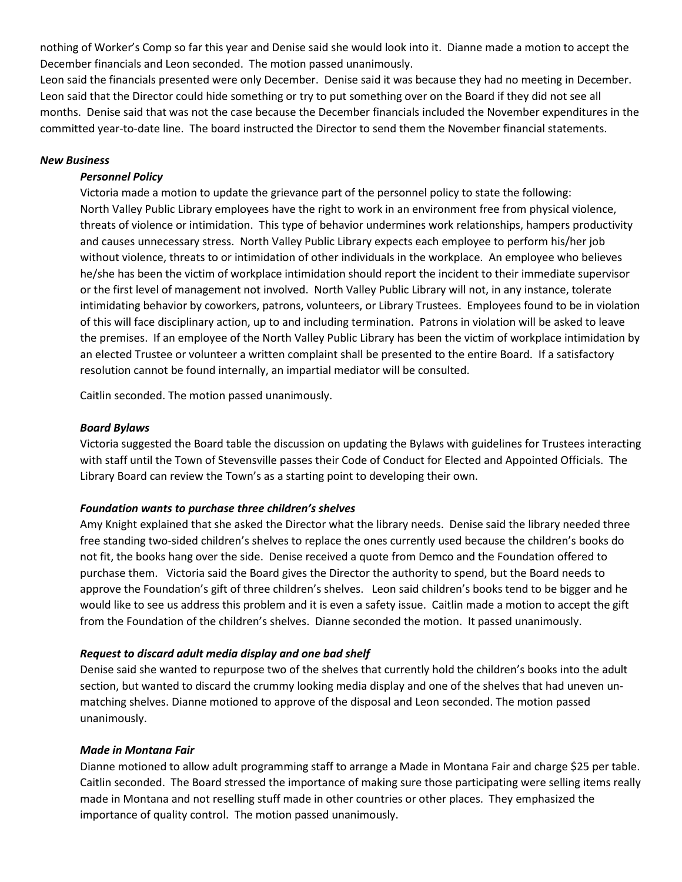nothing of Worker's Comp so far this year and Denise said she would look into it. Dianne made a motion to accept the December financials and Leon seconded. The motion passed unanimously.

Leon said the financials presented were only December. Denise said it was because they had no meeting in December. Leon said that the Director could hide something or try to put something over on the Board if they did not see all months. Denise said that was not the case because the December financials included the November expenditures in the committed year-to-date line. The board instructed the Director to send them the November financial statements.

### *New Business*

#### *Personnel Policy*

Victoria made a motion to update the grievance part of the personnel policy to state the following:
North Valley Public Library employees have the right to work in an environment free from physical violence, threats of violence or intimidation. This type of behavior undermines work relationships, hampers productivity and causes unnecessary stress. North Valley Public Library expects each employee to perform his/her job without violence, threats to or intimidation of other individuals in the workplace. An employee who believes he/she has been the victim of workplace intimidation should report the incident to their immediate supervisor or the first level of management not involved. North Valley Public Library will not, in any instance, tolerate intimidating behavior by coworkers, patrons, volunteers, or Library Trustees. Employees found to be in violation of this will face disciplinary action, up to and including termination. Patrons in violation will be asked to leave the premises. If an employee of the North Valley Public Library has been the victim of workplace intimidation by an elected Trustee or volunteer a written complaint shall be presented to the entire Board. If a satisfactory resolution cannot be found internally, an impartial mediator will be consulted.

Caitlin seconded. The motion passed unanimously.

#### *Board Bylaws*

Victoria suggested the Board table the discussion on updating the Bylaws with guidelines for Trustees interacting with staff until the Town of Stevensville passes their Code of Conduct for Elected and Appointed Officials. The Library Board can review the Town's as a starting point to developing their own.

#### *Foundation wants to purchase three children's shelves*

Amy Knight explained that she asked the Director what the library needs. Denise said the library needed three free standing two-sided children's shelves to replace the ones currently used because the children's books do not fit, the books hang over the side. Denise received a quote from Demco and the Foundation offered to purchase them. Victoria said the Board gives the Director the authority to spend, but the Board needs to approve the Foundation's gift of three children's shelves. Leon said children's books tend to be bigger and he would like to see us address this problem and it is even a safety issue. Caitlin made a motion to accept the gift from the Foundation of the children's shelves. Dianne seconded the motion. It passed unanimously.

#### *Request to discard adult media display and one bad shelf*

Denise said she wanted to repurpose two of the shelves that currently hold the children's books into the adult section, but wanted to discard the crummy looking media display and one of the shelves that had uneven un-matching shelves. Dianne motioned to approve of the disposal and Leon seconded. The motion passed unanimously.

#### *Made in Montana Fair*

Dianne motioned to allow adult programming staff to arrange a Made in Montana Fair and charge $25 per table. Caitlin seconded. The Board stressed the importance of making sure those participating were selling items really made in Montana and not reselling stuff made in other countries or other places. They emphasized the importance of quality control. The motion passed unanimously.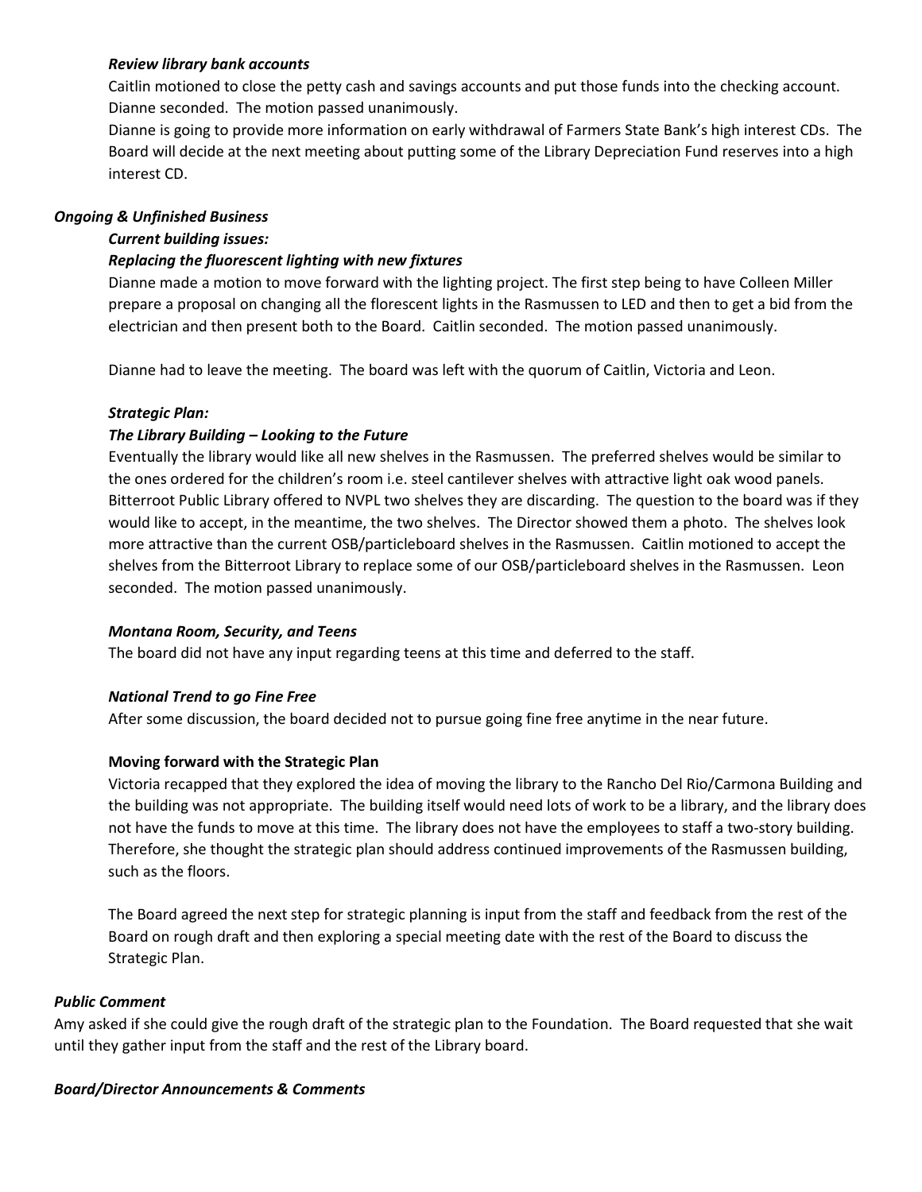***Review library bank accounts***

Caitlin motioned to close the petty cash and savings accounts and put those funds into the checking account. Dianne seconded. The motion passed unanimously.

Dianne is going to provide more information on early withdrawal of Farmers State Bank's high interest CDs. The Board will decide at the next meeting about putting some of the Library Depreciation Fund reserves into a high interest CD.

***Ongoing & Unfinished Business***

***Current building issues:***

***Replacing the fluorescent lighting with new fixtures***

Dianne made a motion to move forward with the lighting project. The first step being to have Colleen Miller prepare a proposal on changing all the florescent lights in the Rasmussen to LED and then to get a bid from the electrician and then present both to the Board. Caitlin seconded. The motion passed unanimously.

Dianne had to leave the meeting. The board was left with the quorum of Caitlin, Victoria and Leon.

***Strategic Plan:***

***The Library Building – Looking to the Future***

Eventually the library would like all new shelves in the Rasmussen. The preferred shelves would be similar to the ones ordered for the children's room i.e. steel cantilever shelves with attractive light oak wood panels. Bitterroot Public Library offered to NVPL two shelves they are discarding. The question to the board was if they would like to accept, in the meantime, the two shelves. The Director showed them a photo. The shelves look more attractive than the current OSB/particleboard shelves in the Rasmussen. Caitlin motioned to accept the shelves from the Bitterroot Library to replace some of our OSB/particleboard shelves in the Rasmussen. Leon seconded. The motion passed unanimously.

***Montana Room, Security, and Teens***

The board did not have any input regarding teens at this time and deferred to the staff.

***National Trend to go Fine Free***

After some discussion, the board decided not to pursue going fine free anytime in the near future.

**Moving forward with the Strategic Plan**

Victoria recapped that they explored the idea of moving the library to the Rancho Del Rio/Carmona Building and the building was not appropriate. The building itself would need lots of work to be a library, and the library does not have the funds to move at this time. The library does not have the employees to staff a two-story building. Therefore, she thought the strategic plan should address continued improvements of the Rasmussen building, such as the floors.

The Board agreed the next step for strategic planning is input from the staff and feedback from the rest of the Board on rough draft and then exploring a special meeting date with the rest of the Board to discuss the Strategic Plan.

***Public Comment***

Amy asked if she could give the rough draft of the strategic plan to the Foundation. The Board requested that she wait until they gather input from the staff and the rest of the Library board.

***Board/Director Announcements & Comments***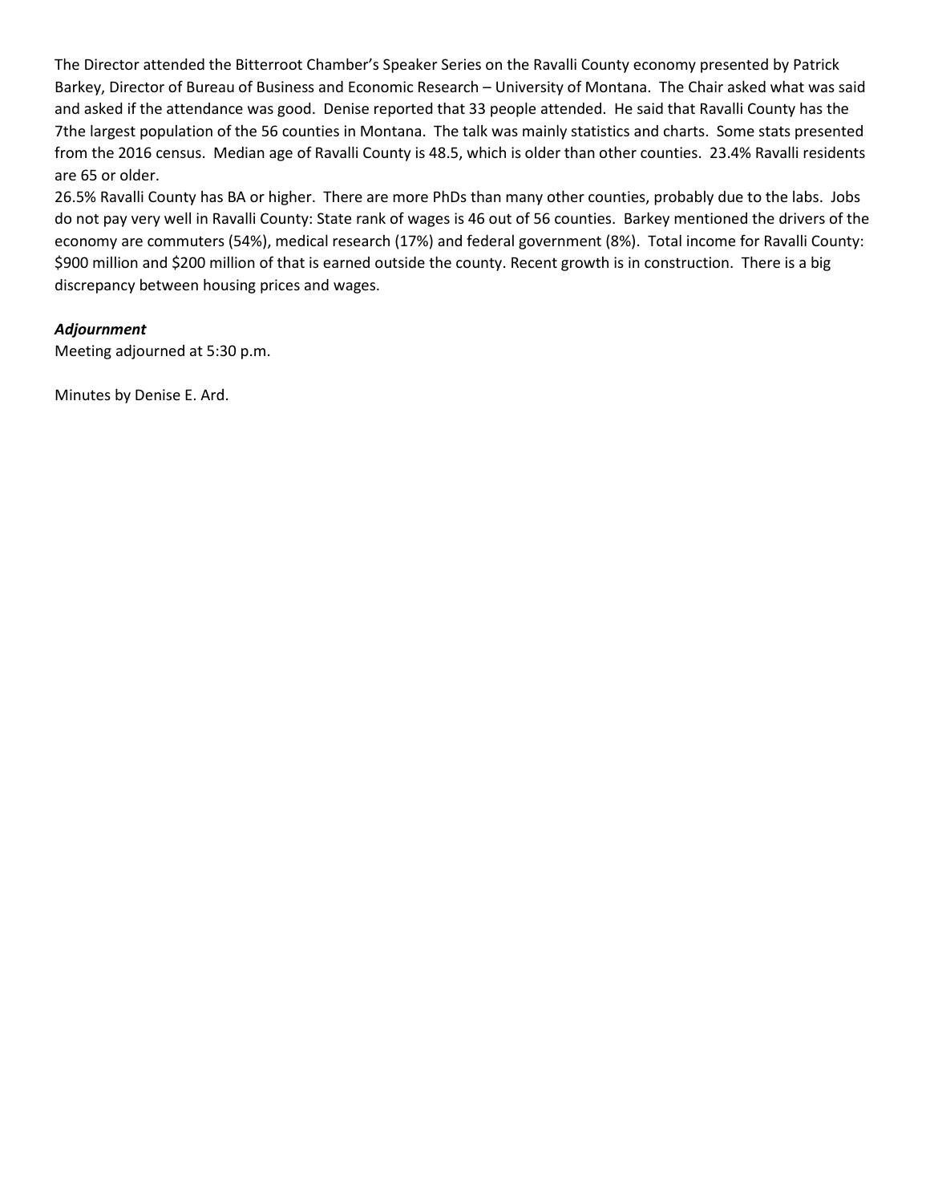The Director attended the Bitterroot Chamber's Speaker Series on the Ravalli County economy presented by Patrick Barkey, Director of Bureau of Business and Economic Research – University of Montana. The Chair asked what was said and asked if the attendance was good. Denise reported that 33 people attended. He said that Ravalli County has the 7the largest population of the 56 counties in Montana. The talk was mainly statistics and charts. Some stats presented from the 2016 census. Median age of Ravalli County is 48.5, which is older than other counties. 23.4% Ravalli residents are 65 or older.
26.5% Ravalli County has BA or higher. There are more PhDs than many other counties, probably due to the labs. Jobs do not pay very well in Ravalli County: State rank of wages is 46 out of 56 counties. Barkey mentioned the drivers of the economy are commuters (54%), medical research (17%) and federal government (8%). Total income for Ravalli County: $900 million and $200 million of that is earned outside the county. Recent growth is in construction. There is a big discrepancy between housing prices and wages.

***Adjournment***
Meeting adjourned at 5:30 p.m.

Minutes by Denise E. Ard.